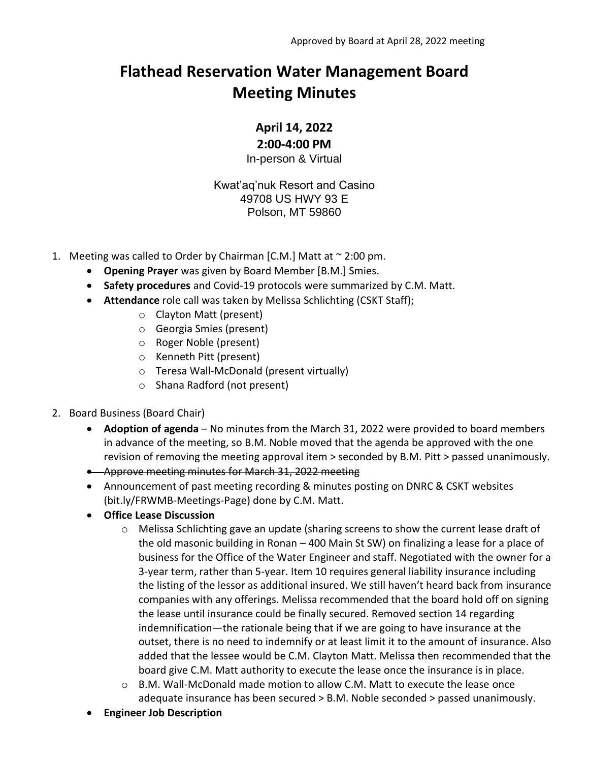Approved by Board at April 28, 2022 meeting

# Flathead Reservation Water Management Board Meeting Minutes

**April 14, 2022**
**2:00-4:00 PM**
In-person & Virtual

Kwat'aq'nuk Resort and Casino
49708 US HWY 93 E
Polson, MT 59860

1. Meeting was called to Order by Chairman [C.M.] Matt at ~ 2:00 pm.
    - **Opening Prayer** was given by Board Member [B.M.] Smies.
    - **Safety procedures** and Covid-19 protocols were summarized by C.M. Matt.
    - **Attendance** role call was taken by Melissa Schlichting (CSKT Staff);
        - Clayton Matt (present)
        - Georgia Smies (present)
        - Roger Noble (present)
        - Kenneth Pitt (present)
        - Teresa Wall-McDonald (present virtually)
        - Shana Radford (not present)

2. Board Business (Board Chair)
    - **Adoption of agenda** – No minutes from the March 31, 2022 were provided to board members in advance of the meeting, so B.M. Noble moved that the agenda be approved with the one revision of removing the meeting approval item > seconded by B.M. Pitt > passed unanimously.
    - ~~Approve meeting minutes for March 31, 2022 meeting~~
    - Announcement of past meeting recording & minutes posting on DNRC & CSKT websites (bit.ly/FRWMB-Meetings-Page) done by C.M. Matt.
    - **Office Lease Discussion**
        - Melissa Schlichting gave an update (sharing screens to show the current lease draft of the old masonic building in Ronan – 400 Main St SW) on finalizing a lease for a place of business for the Office of the Water Engineer and staff. Negotiated with the owner for a 3-year term, rather than 5-year. Item 10 requires general liability insurance including the listing of the lessor as additional insured. We still haven't heard back from insurance companies with any offerings. Melissa recommended that the board hold off on signing the lease until insurance could be finally secured. Removed section 14 regarding indemnification—the rationale being that if we are going to have insurance at the outset, there is no need to indemnify or at least limit it to the amount of insurance. Also added that the lessee would be C.M. Clayton Matt. Melissa then recommended that the board give C.M. Matt authority to execute the lease once the insurance is in place.
        - B.M. Wall-McDonald made motion to allow C.M. Matt to execute the lease once adequate insurance has been secured > B.M. Noble seconded > passed unanimously.
    - **Engineer Job Description**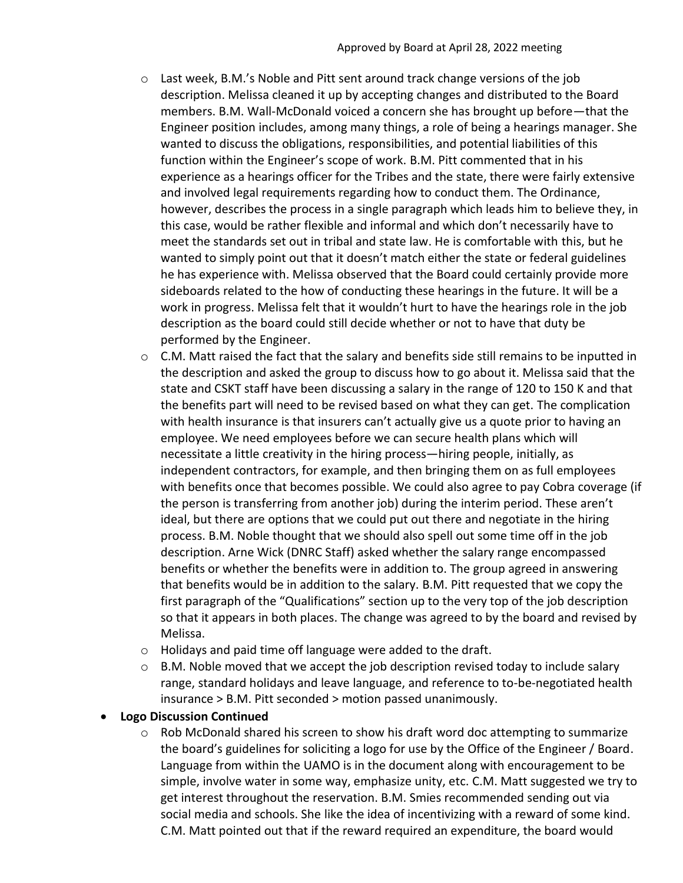- Last week, B.M.'s Noble and Pitt sent around track change versions of the job description. Melissa cleaned it up by accepting changes and distributed to the Board members. B.M. Wall-McDonald voiced a concern she has brought up before—that the Engineer position includes, among many things, a role of being a hearings manager. She wanted to discuss the obligations, responsibilities, and potential liabilities of this function within the Engineer's scope of work. B.M. Pitt commented that in his experience as a hearings officer for the Tribes and the state, there were fairly extensive and involved legal requirements regarding how to conduct them. The Ordinance, however, describes the process in a single paragraph which leads him to believe they, in this case, would be rather flexible and informal and which don't necessarily have to meet the standards set out in tribal and state law. He is comfortable with this, but he wanted to simply point out that it doesn't match either the state or federal guidelines he has experience with. Melissa observed that the Board could certainly provide more sideboards related to the how of conducting these hearings in the future. It will be a work in progress. Melissa felt that it wouldn't hurt to have the hearings role in the job description as the board could still decide whether or not to have that duty be performed by the Engineer.
- C.M. Matt raised the fact that the salary and benefits side still remains to be inputted in the description and asked the group to discuss how to go about it. Melissa said that the state and CSKT staff have been discussing a salary in the range of 120 to 150 K and that the benefits part will need to be revised based on what they can get. The complication with health insurance is that insurers can't actually give us a quote prior to having an employee. We need employees before we can secure health plans which will necessitate a little creativity in the hiring process—hiring people, initially, as independent contractors, for example, and then bringing them on as full employees with benefits once that becomes possible. We could also agree to pay Cobra coverage (if the person is transferring from another job) during the interim period. These aren't ideal, but there are options that we could put out there and negotiate in the hiring process. B.M. Noble thought that we should also spell out some time off in the job description. Arne Wick (DNRC Staff) asked whether the salary range encompassed benefits or whether the benefits were in addition to. The group agreed in answering that benefits would be in addition to the salary. B.M. Pitt requested that we copy the first paragraph of the "Qualifications" section up to the very top of the job description so that it appears in both places. The change was agreed to by the board and revised by Melissa.
- Holidays and paid time off language were added to the draft.
- B.M. Noble moved that we accept the job description revised today to include salary range, standard holidays and leave language, and reference to to-be-negotiated health insurance > B.M. Pitt seconded > motion passed unanimously.

- **Logo Discussion Continued**
  - Rob McDonald shared his screen to show his draft word doc attempting to summarize the board's guidelines for soliciting a logo for use by the Office of the Engineer / Board. Language from within the UAMO is in the document along with encouragement to be simple, involve water in some way, emphasize unity, etc. C.M. Matt suggested we try to get interest throughout the reservation. B.M. Smies recommended sending out via social media and schools. She like the idea of incentivizing with a reward of some kind. C.M. Matt pointed out that if the reward required an expenditure, the board would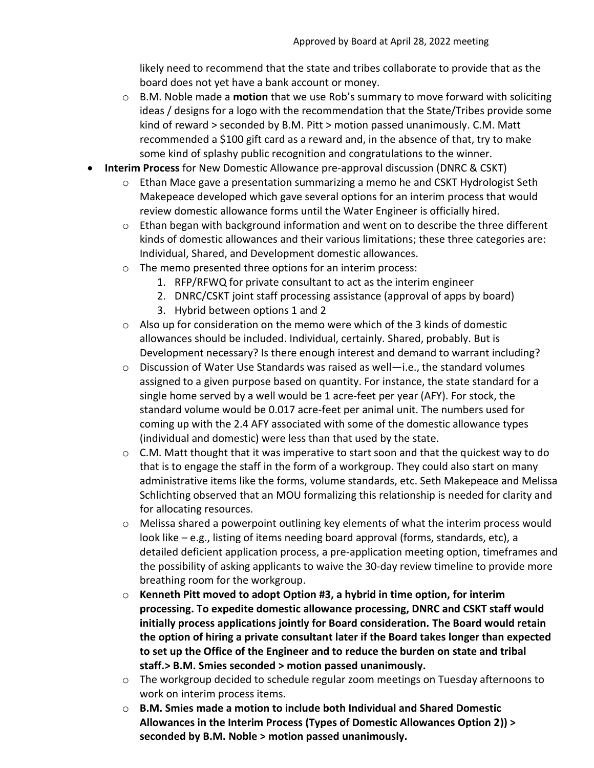likely need to recommend that the state and tribes collaborate to provide that as the board does not yet have a bank account or money.

- B.M. Noble made a **motion** that we use Rob's summary to move forward with soliciting ideas / designs for a logo with the recommendation that the State/Tribes provide some kind of reward > seconded by B.M. Pitt > motion passed unanimously. C.M. Matt recommended a $100 gift card as a reward and, in the absence of that, try to make some kind of splashy public recognition and congratulations to the winner.

- **Interim Process** for New Domestic Allowance pre-approval discussion (DNRC & CSKT)
  - Ethan Mace gave a presentation summarizing a memo he and CSKT Hydrologist Seth Makepeace developed which gave several options for an interim process that would review domestic allowance forms until the Water Engineer is officially hired.
  - Ethan began with background information and went on to describe the three different kinds of domestic allowances and their various limitations; these three categories are: Individual, Shared, and Development domestic allowances.
  - The memo presented three options for an interim process:
    1. RFP/RFWQ for private consultant to act as the interim engineer
    2. DNRC/CSKT joint staff processing assistance (approval of apps by board)
    3. Hybrid between options 1 and 2
  - Also up for consideration on the memo were which of the 3 kinds of domestic allowances should be included. Individual, certainly. Shared, probably. But is Development necessary? Is there enough interest and demand to warrant including?
  - Discussion of Water Use Standards was raised as well—i.e., the standard volumes assigned to a given purpose based on quantity. For instance, the state standard for a single home served by a well would be 1 acre-feet per year (AFY). For stock, the standard volume would be 0.017 acre-feet per animal unit. The numbers used for coming up with the 2.4 AFY associated with some of the domestic allowance types (individual and domestic) were less than that used by the state.
  - C.M. Matt thought that it was imperative to start soon and that the quickest way to do that is to engage the staff in the form of a workgroup. They could also start on many administrative items like the forms, volume standards, etc. Seth Makepeace and Melissa Schlichting observed that an MOU formalizing this relationship is needed for clarity and for allocating resources.
  - Melissa shared a powerpoint outlining key elements of what the interim process would look like – e.g., listing of items needing board approval (forms, standards, etc), a detailed deficient application process, a pre-application meeting option, timeframes and the possibility of asking applicants to waive the 30-day review timeline to provide more breathing room for the workgroup.
  - **Kenneth Pitt moved to adopt Option #3, a hybrid in time option, for interim processing. To expedite domestic allowance processing, DNRC and CSKT staff would initially process applications jointly for Board consideration. The Board would retain the option of hiring a private consultant later if the Board takes longer than expected to set up the Office of the Engineer and to reduce the burden on state and tribal staff.> B.M. Smies seconded > motion passed unanimously.**
  - The workgroup decided to schedule regular zoom meetings on Tuesday afternoons to work on interim process items.
  - **B.M. Smies made a motion to include both Individual and Shared Domestic Allowances in the Interim Process (Types of Domestic Allowances Option 2)) > seconded by B.M. Noble > motion passed unanimously.**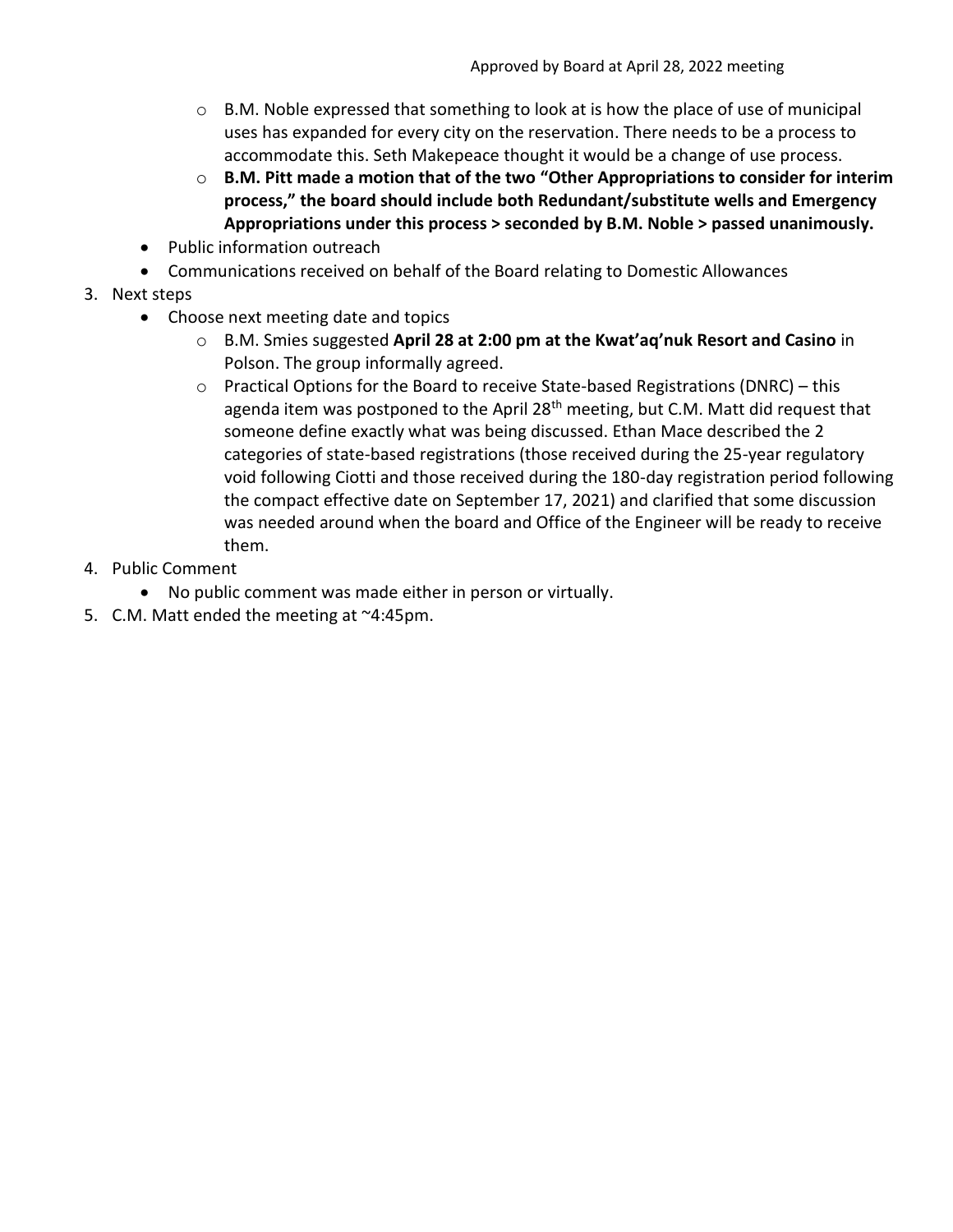Approved by Board at April 28, 2022 meeting

    - B.M. Noble expressed that something to look at is how the place of use of municipal uses has expanded for every city on the reservation. There needs to be a process to accommodate this. Seth Makepeace thought it would be a change of use process.
    - **B.M. Pitt made a motion that of the two "Other Appropriations to consider for interim process," the board should include both Redundant/substitute wells and Emergency Appropriations under this process > seconded by B.M. Noble > passed unanimously.**
  - Public information outreach
  - Communications received on behalf of the Board relating to Domestic Allowances

3. Next steps
    - Choose next meeting date and topics
        - B.M. Smies suggested **April 28 at 2:00 pm at the Kwat'aq'nuk Resort and Casino** in Polson. The group informally agreed.
        - Practical Options for the Board to receive State-based Registrations (DNRC) – this agenda item was postponed to the April 28th meeting, but C.M. Matt did request that someone define exactly what was being discussed. Ethan Mace described the 2 categories of state-based registrations (those received during the 25-year regulatory void following Ciotti and those received during the 180-day registration period following the compact effective date on September 17, 2021) and clarified that some discussion was needed around when the board and Office of the Engineer will be ready to receive them.
4. Public Comment
    - No public comment was made either in person or virtually.
5. C.M. Matt ended the meeting at ~4:45pm.